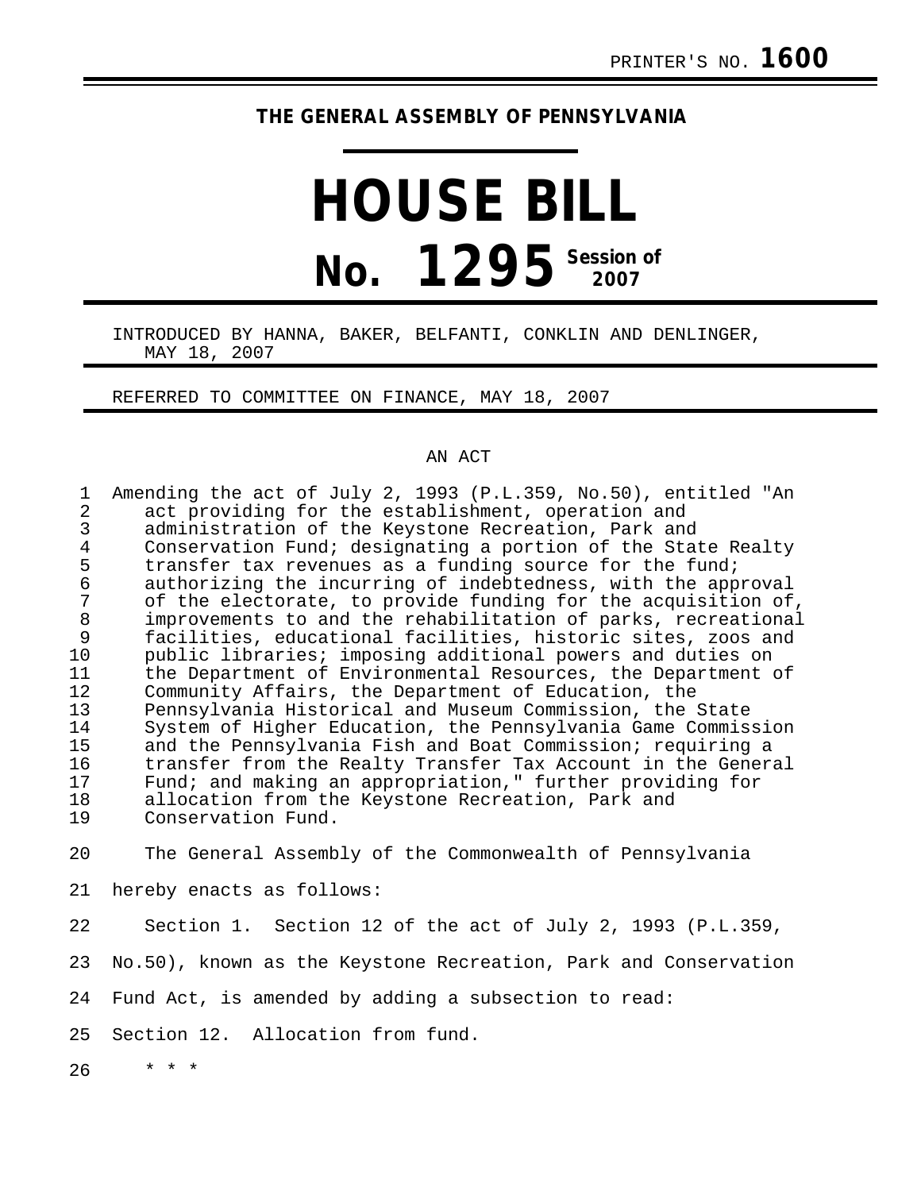PRINTER'S NO. **1600**

**THE GENERAL ASSEMBLY OF PENNSYLVANIA**

# HOUSE BILL

# No. 1295 Session of 2007

INTRODUCED BY HANNA, BAKER, BELFANTI, CONKLIN AND DENLINGER, MAY 18, 2007

REFERRED TO COMMITTEE ON FINANCE, MAY 18, 2007

AN ACT

Amending the act of July 2, 1993 (P.L.359, No.50), entitled "An act providing for the establishment, operation and administration of the Keystone Recreation, Park and Conservation Fund; designating a portion of the State Realty transfer tax revenues as a funding source for the fund; authorizing the incurring of indebtedness, with the approval of the electorate, to provide funding for the acquisition of, improvements to and the rehabilitation of parks, recreational facilities, educational facilities, historic sites, zoos and public libraries; imposing additional powers and duties on the Department of Environmental Resources, the Department of Community Affairs, the Department of Education, the Pennsylvania Historical and Museum Commission, the State System of Higher Education, the Pennsylvania Game Commission and the Pennsylvania Fish and Boat Commission; requiring a transfer from the Realty Transfer Tax Account in the General Fund; and making an appropriation," further providing for allocation from the Keystone Recreation, Park and Conservation Fund.

The General Assembly of the Commonwealth of Pennsylvania hereby enacts as follows:

Section 1. Section 12 of the act of July 2, 1993 (P.L.359, No.50), known as the Keystone Recreation, Park and Conservation Fund Act, is amended by adding a subsection to read:

Section 12. Allocation from fund.

* * *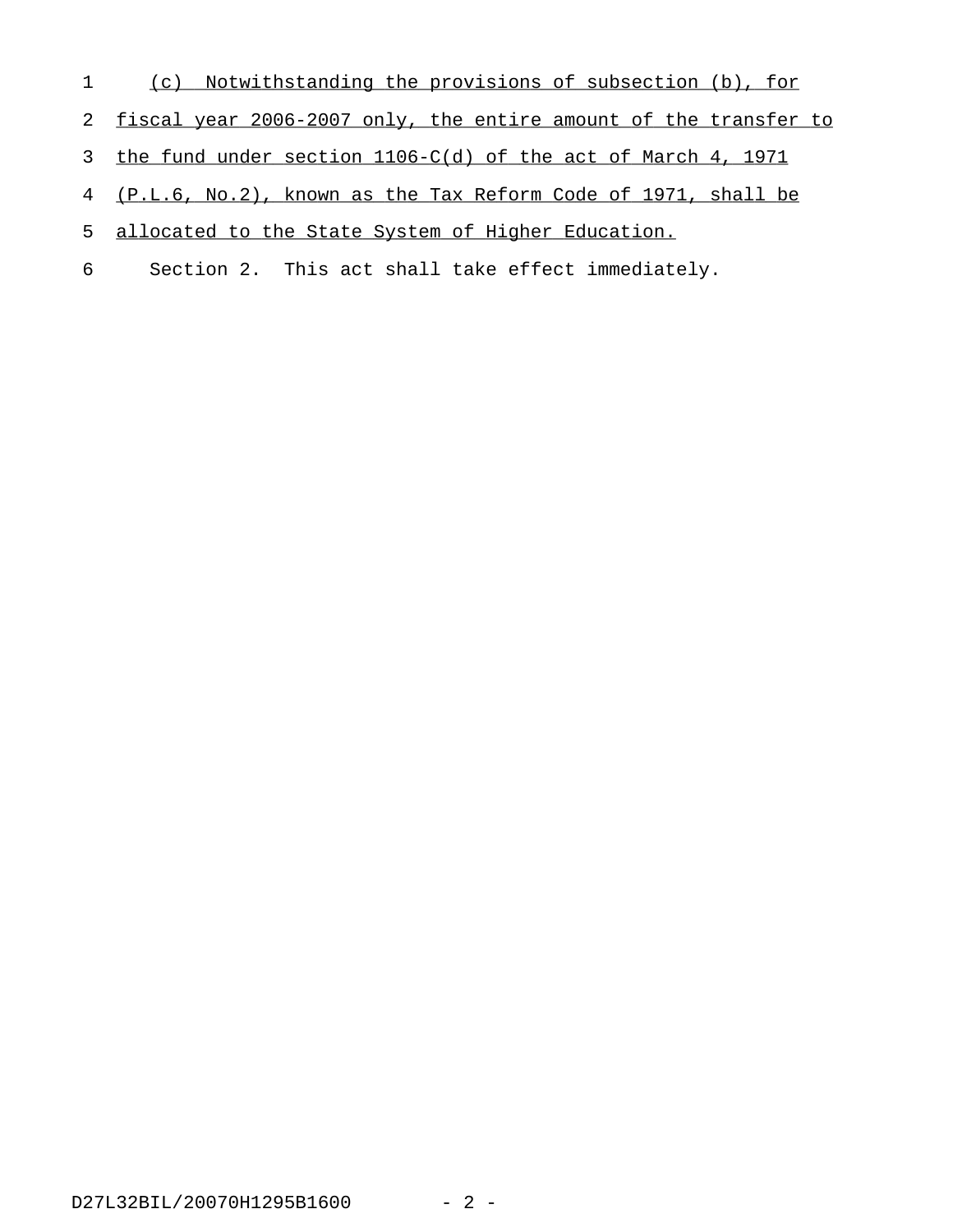(c) Notwithstanding the provisions of subsection (b), for fiscal year 2006-2007 only, the entire amount of the transfer to the fund under section 1106-C(d) of the act of March 4, 1971 (P.L.6, No.2), known as the Tax Reform Code of 1971, shall be allocated to the State System of Higher Education.

Section 2. This act shall take effect immediately.